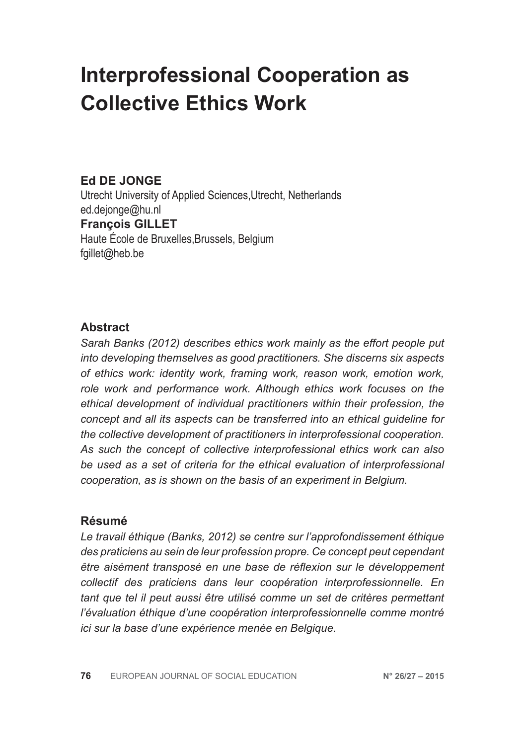# Interprofessional Cooperation as Collective Ethics Work

**Ed DE JONGE**
Utrecht University of Applied Sciences,Utrecht, Netherlands
ed.dejonge@hu.nl

**François GILLET**
Haute École de Bruxelles,Brussels, Belgium
fgillet@heb.be

### Abstract

*Sarah Banks (2012) describes ethics work mainly as the effort people put into developing themselves as good practitioners. She discerns six aspects of ethics work: identity work, framing work, reason work, emotion work, role work and performance work. Although ethics work focuses on the ethical development of individual practitioners within their profession, the concept and all its aspects can be transferred into an ethical guideline for the collective development of practitioners in interprofessional cooperation. As such the concept of collective interprofessional ethics work can also be used as a set of criteria for the ethical evaluation of interprofessional cooperation, as is shown on the basis of an experiment in Belgium.*

### Résumé

*Le travail éthique (Banks, 2012) se centre sur l'approfondissement éthique des praticiens au sein de leur profession propre. Ce concept peut cependant être aisément transposé en une base de réflexion sur le développement collectif des praticiens dans leur coopération interprofessionnelle. En tant que tel il peut aussi être utilisé comme un set de critères permettant l'évaluation éthique d'une coopération interprofessionnelle comme montré ici sur la base d'une expérience menée en Belgique.*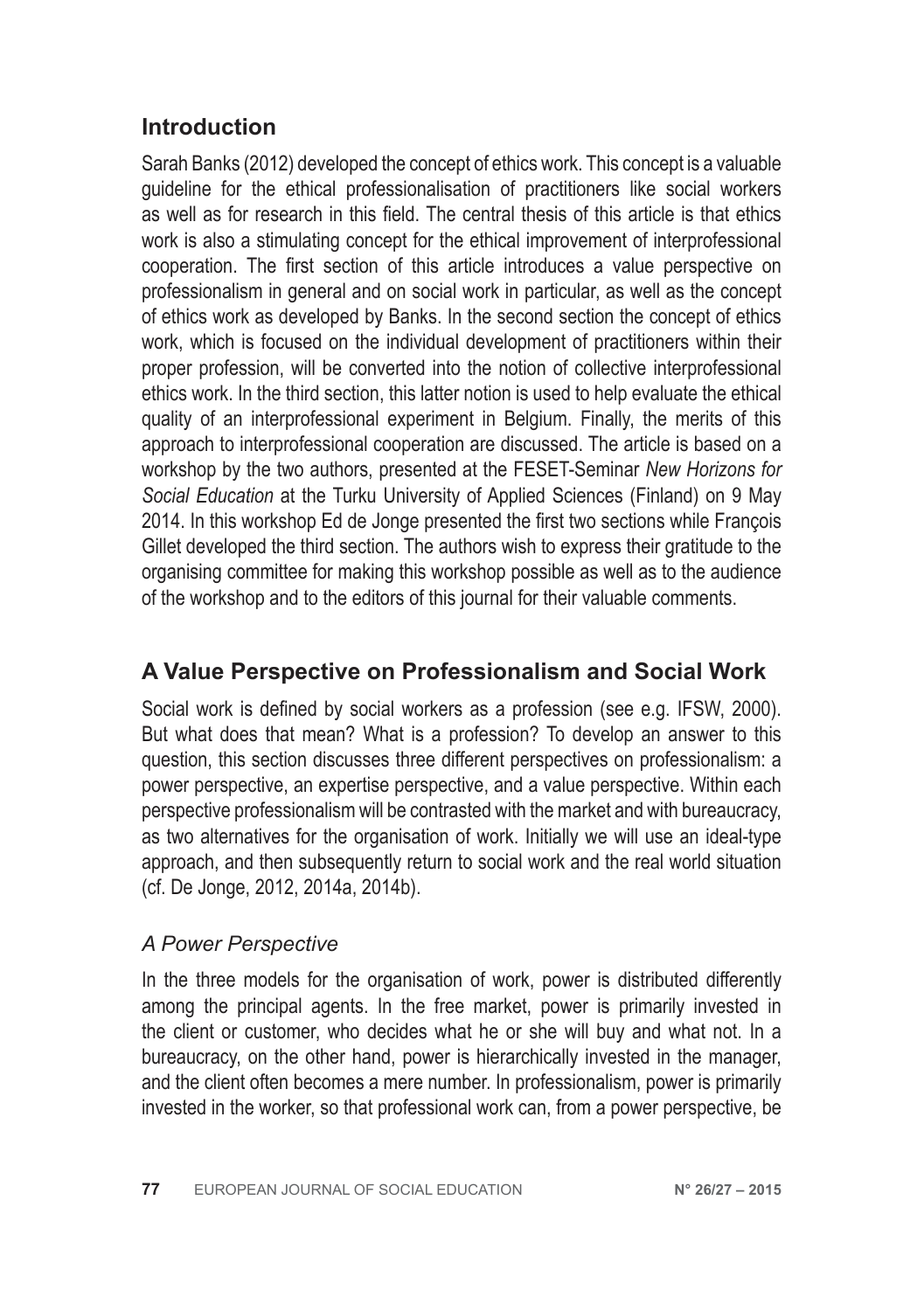## Introduction

Sarah Banks (2012) developed the concept of ethics work. This concept is a valuable guideline for the ethical professionalisation of practitioners like social workers as well as for research in this field. The central thesis of this article is that ethics work is also a stimulating concept for the ethical improvement of interprofessional cooperation. The first section of this article introduces a value perspective on professionalism in general and on social work in particular, as well as the concept of ethics work as developed by Banks. In the second section the concept of ethics work, which is focused on the individual development of practitioners within their proper profession, will be converted into the notion of collective interprofessional ethics work. In the third section, this latter notion is used to help evaluate the ethical quality of an interprofessional experiment in Belgium. Finally, the merits of this approach to interprofessional cooperation are discussed. The article is based on a workshop by the two authors, presented at the FESET-Seminar *New Horizons for Social Education* at the Turku University of Applied Sciences (Finland) on 9 May 2014. In this workshop Ed de Jonge presented the first two sections while François Gillet developed the third section. The authors wish to express their gratitude to the organising committee for making this workshop possible as well as to the audience of the workshop and to the editors of this journal for their valuable comments.

## A Value Perspective on Professionalism and Social Work

Social work is defined by social workers as a profession (see e.g. IFSW, 2000). But what does that mean? What is a profession? To develop an answer to this question, this section discusses three different perspectives on professionalism: a power perspective, an expertise perspective, and a value perspective. Within each perspective professionalism will be contrasted with the market and with bureaucracy, as two alternatives for the organisation of work. Initially we will use an ideal-type approach, and then subsequently return to social work and the real world situation (cf. De Jonge, 2012, 2014a, 2014b).

### *A Power Perspective*

In the three models for the organisation of work, power is distributed differently among the principal agents. In the free market, power is primarily invested in the client or customer, who decides what he or she will buy and what not. In a bureaucracy, on the other hand, power is hierarchically invested in the manager, and the client often becomes a mere number. In professionalism, power is primarily invested in the worker, so that professional work can, from a power perspective, be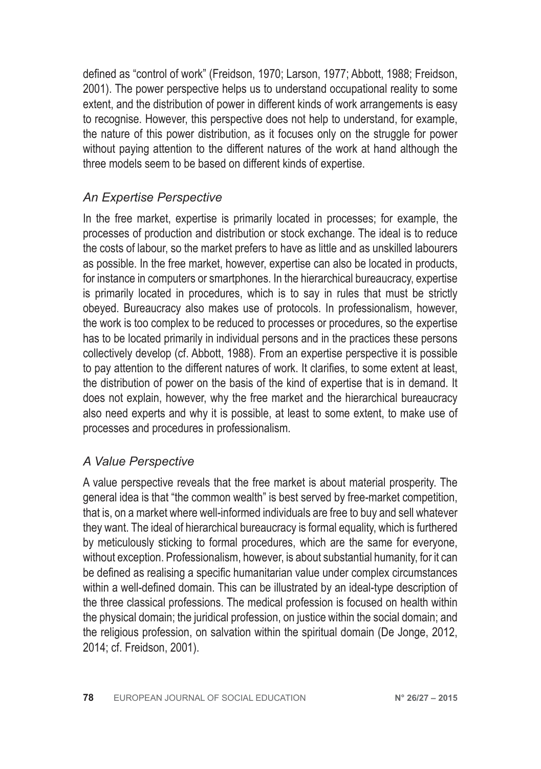defined as "control of work" (Freidson, 1970; Larson, 1977; Abbott, 1988; Freidson, 2001). The power perspective helps us to understand occupational reality to some extent, and the distribution of power in different kinds of work arrangements is easy to recognise. However, this perspective does not help to understand, for example, the nature of this power distribution, as it focuses only on the struggle for power without paying attention to the different natures of the work at hand although the three models seem to be based on different kinds of expertise.

### *An Expertise Perspective*

In the free market, expertise is primarily located in processes; for example, the processes of production and distribution or stock exchange. The ideal is to reduce the costs of labour, so the market prefers to have as little and as unskilled labourers as possible. In the free market, however, expertise can also be located in products, for instance in computers or smartphones. In the hierarchical bureaucracy, expertise is primarily located in procedures, which is to say in rules that must be strictly obeyed. Bureaucracy also makes use of protocols. In professionalism, however, the work is too complex to be reduced to processes or procedures, so the expertise has to be located primarily in individual persons and in the practices these persons collectively develop (cf. Abbott, 1988). From an expertise perspective it is possible to pay attention to the different natures of work. It clarifies, to some extent at least, the distribution of power on the basis of the kind of expertise that is in demand. It does not explain, however, why the free market and the hierarchical bureaucracy also need experts and why it is possible, at least to some extent, to make use of processes and procedures in professionalism.

### *A Value Perspective*

A value perspective reveals that the free market is about material prosperity. The general idea is that "the common wealth" is best served by free-market competition, that is, on a market where well-informed individuals are free to buy and sell whatever they want. The ideal of hierarchical bureaucracy is formal equality, which is furthered by meticulously sticking to formal procedures, which are the same for everyone, without exception. Professionalism, however, is about substantial humanity, for it can be defined as realising a specific humanitarian value under complex circumstances within a well-defined domain. This can be illustrated by an ideal-type description of the three classical professions. The medical profession is focused on health within the physical domain; the juridical profession, on justice within the social domain; and the religious profession, on salvation within the spiritual domain (De Jonge, 2012, 2014; cf. Freidson, 2001).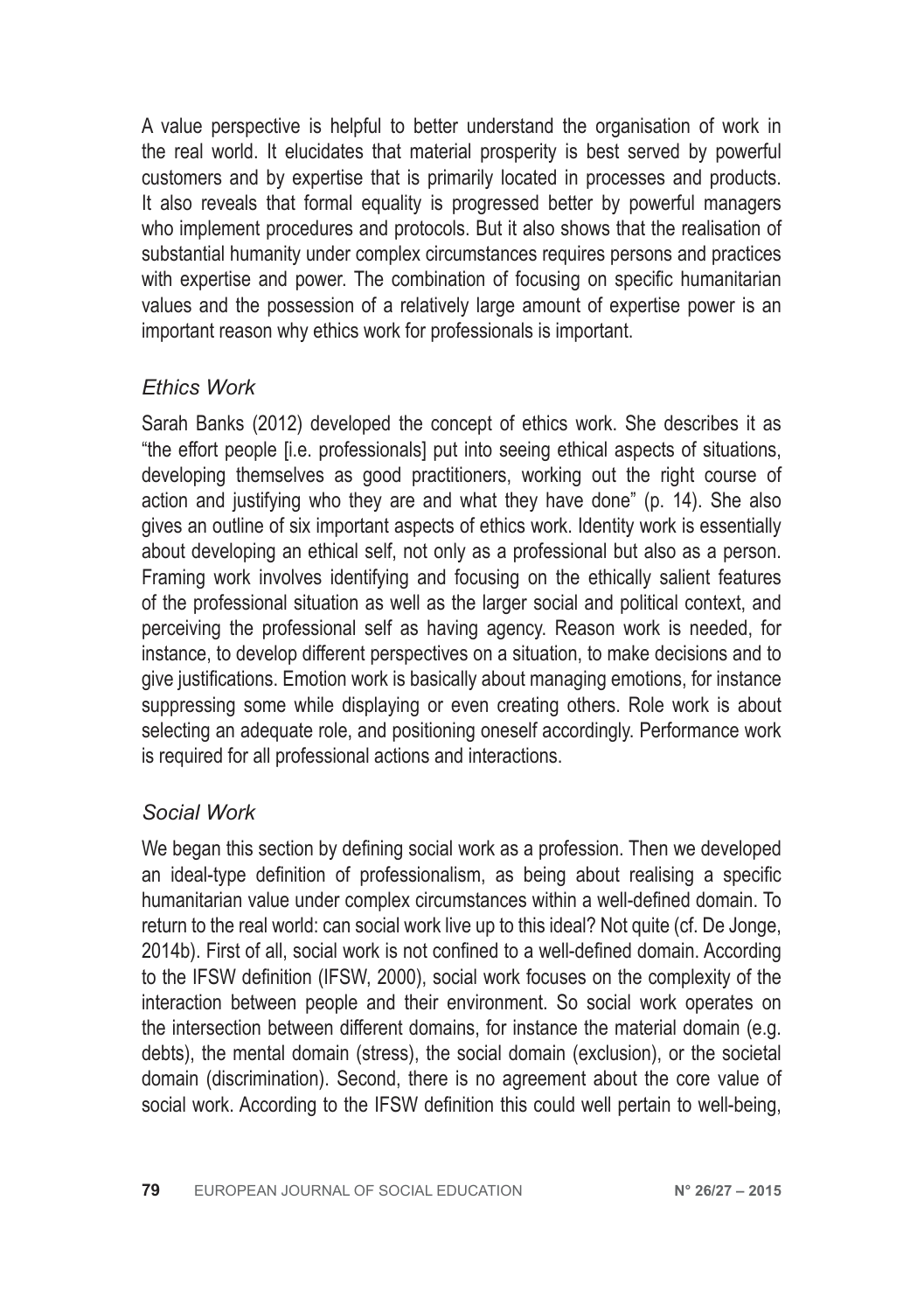A value perspective is helpful to better understand the organisation of work in the real world. It elucidates that material prosperity is best served by powerful customers and by expertise that is primarily located in processes and products. It also reveals that formal equality is progressed better by powerful managers who implement procedures and protocols. But it also shows that the realisation of substantial humanity under complex circumstances requires persons and practices with expertise and power. The combination of focusing on specific humanitarian values and the possession of a relatively large amount of expertise power is an important reason why ethics work for professionals is important.

### *Ethics Work*

Sarah Banks (2012) developed the concept of ethics work. She describes it as "the effort people [i.e. professionals] put into seeing ethical aspects of situations, developing themselves as good practitioners, working out the right course of action and justifying who they are and what they have done" (p. 14). She also gives an outline of six important aspects of ethics work. Identity work is essentially about developing an ethical self, not only as a professional but also as a person. Framing work involves identifying and focusing on the ethically salient features of the professional situation as well as the larger social and political context, and perceiving the professional self as having agency. Reason work is needed, for instance, to develop different perspectives on a situation, to make decisions and to give justifications. Emotion work is basically about managing emotions, for instance suppressing some while displaying or even creating others. Role work is about selecting an adequate role, and positioning oneself accordingly. Performance work is required for all professional actions and interactions.

### *Social Work*

We began this section by defining social work as a profession. Then we developed an ideal-type definition of professionalism, as being about realising a specific humanitarian value under complex circumstances within a well-defined domain. To return to the real world: can social work live up to this ideal? Not quite (cf. De Jonge, 2014b). First of all, social work is not confined to a well-defined domain. According to the IFSW definition (IFSW, 2000), social work focuses on the complexity of the interaction between people and their environment. So social work operates on the intersection between different domains, for instance the material domain (e.g. debts), the mental domain (stress), the social domain (exclusion), or the societal domain (discrimination). Second, there is no agreement about the core value of social work. According to the IFSW definition this could well pertain to well-being,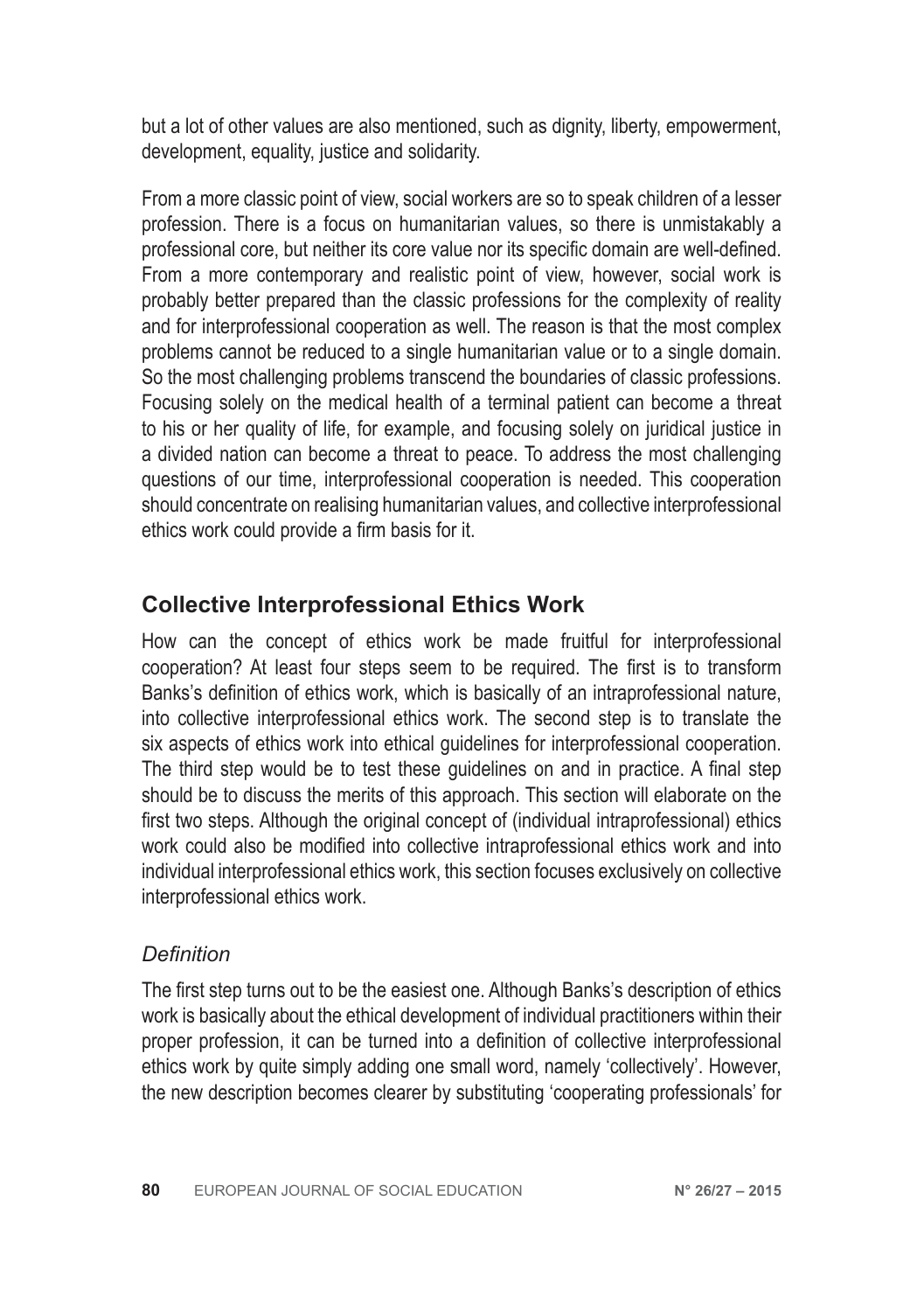but a lot of other values are also mentioned, such as dignity, liberty, empowerment, development, equality, justice and solidarity.

From a more classic point of view, social workers are so to speak children of a lesser profession. There is a focus on humanitarian values, so there is unmistakably a professional core, but neither its core value nor its specific domain are well-defined. From a more contemporary and realistic point of view, however, social work is probably better prepared than the classic professions for the complexity of reality and for interprofessional cooperation as well. The reason is that the most complex problems cannot be reduced to a single humanitarian value or to a single domain. So the most challenging problems transcend the boundaries of classic professions. Focusing solely on the medical health of a terminal patient can become a threat to his or her quality of life, for example, and focusing solely on juridical justice in a divided nation can become a threat to peace. To address the most challenging questions of our time, interprofessional cooperation is needed. This cooperation should concentrate on realising humanitarian values, and collective interprofessional ethics work could provide a firm basis for it.

## Collective Interprofessional Ethics Work

How can the concept of ethics work be made fruitful for interprofessional cooperation? At least four steps seem to be required. The first is to transform Banks's definition of ethics work, which is basically of an intraprofessional nature, into collective interprofessional ethics work. The second step is to translate the six aspects of ethics work into ethical guidelines for interprofessional cooperation. The third step would be to test these guidelines on and in practice. A final step should be to discuss the merits of this approach. This section will elaborate on the first two steps. Although the original concept of (individual intraprofessional) ethics work could also be modified into collective intraprofessional ethics work and into individual interprofessional ethics work, this section focuses exclusively on collective interprofessional ethics work.

### *Definition*

The first step turns out to be the easiest one. Although Banks's description of ethics work is basically about the ethical development of individual practitioners within their proper profession, it can be turned into a definition of collective interprofessional ethics work by quite simply adding one small word, namely 'collectively'. However, the new description becomes clearer by substituting 'cooperating professionals' for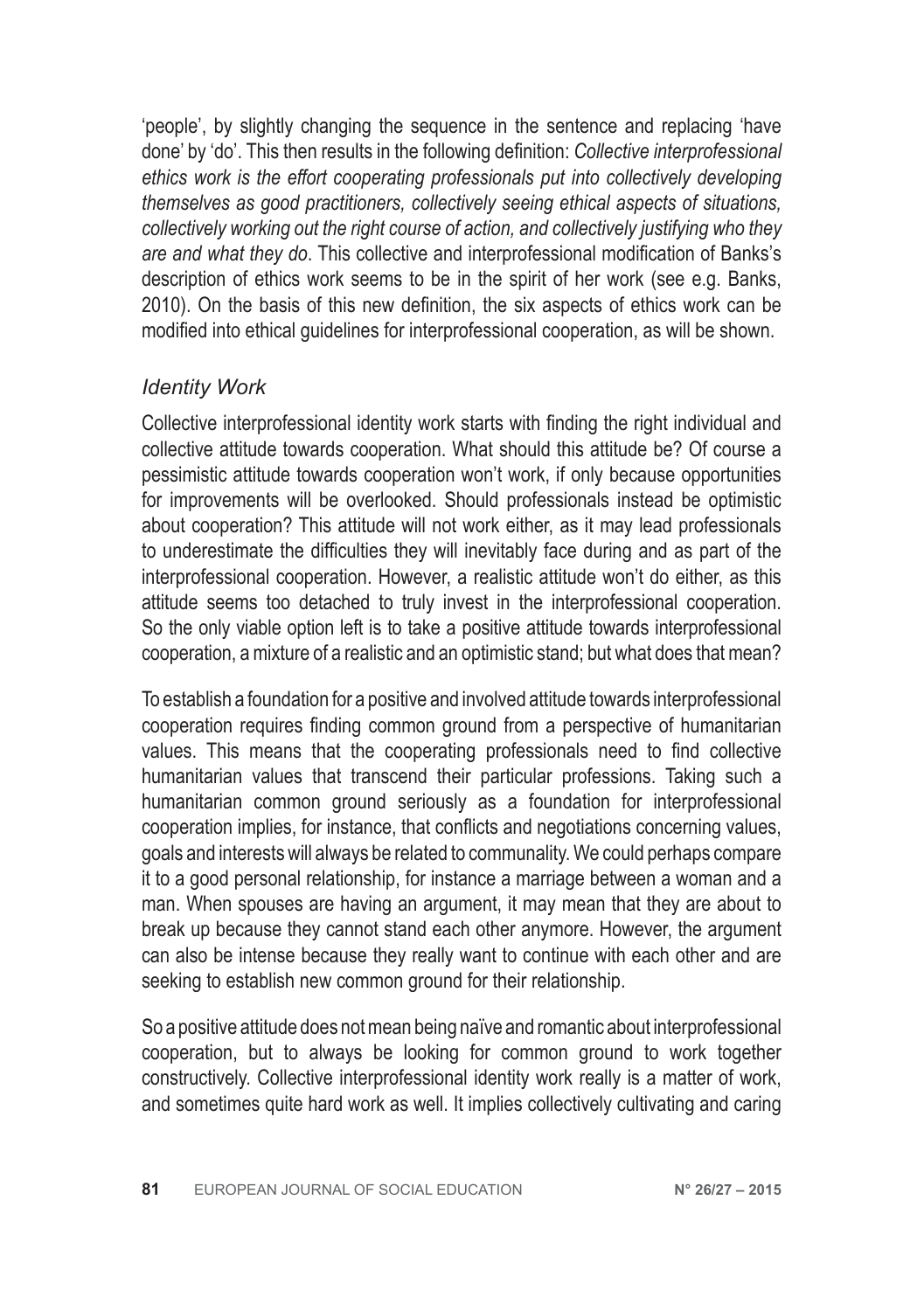'people', by slightly changing the sequence in the sentence and replacing 'have done' by 'do'. This then results in the following definition: *Collective interprofessional ethics work is the effort cooperating professionals put into collectively developing themselves as good practitioners, collectively seeing ethical aspects of situations, collectively working out the right course of action, and collectively justifying who they are and what they do*. This collective and interprofessional modification of Banks's description of ethics work seems to be in the spirit of her work (see e.g. Banks, 2010). On the basis of this new definition, the six aspects of ethics work can be modified into ethical guidelines for interprofessional cooperation, as will be shown.

### *Identity Work*

Collective interprofessional identity work starts with finding the right individual and collective attitude towards cooperation. What should this attitude be? Of course a pessimistic attitude towards cooperation won't work, if only because opportunities for improvements will be overlooked. Should professionals instead be optimistic about cooperation? This attitude will not work either, as it may lead professionals to underestimate the difficulties they will inevitably face during and as part of the interprofessional cooperation. However, a realistic attitude won't do either, as this attitude seems too detached to truly invest in the interprofessional cooperation. So the only viable option left is to take a positive attitude towards interprofessional cooperation, a mixture of a realistic and an optimistic stand; but what does that mean?

To establish a foundation for a positive and involved attitude towards interprofessional cooperation requires finding common ground from a perspective of humanitarian values. This means that the cooperating professionals need to find collective humanitarian values that transcend their particular professions. Taking such a humanitarian common ground seriously as a foundation for interprofessional cooperation implies, for instance, that conflicts and negotiations concerning values, goals and interests will always be related to communality. We could perhaps compare it to a good personal relationship, for instance a marriage between a woman and a man. When spouses are having an argument, it may mean that they are about to break up because they cannot stand each other anymore. However, the argument can also be intense because they really want to continue with each other and are seeking to establish new common ground for their relationship.

So a positive attitude does not mean being naïve and romantic about interprofessional cooperation, but to always be looking for common ground to work together constructively. Collective interprofessional identity work really is a matter of work, and sometimes quite hard work as well. It implies collectively cultivating and caring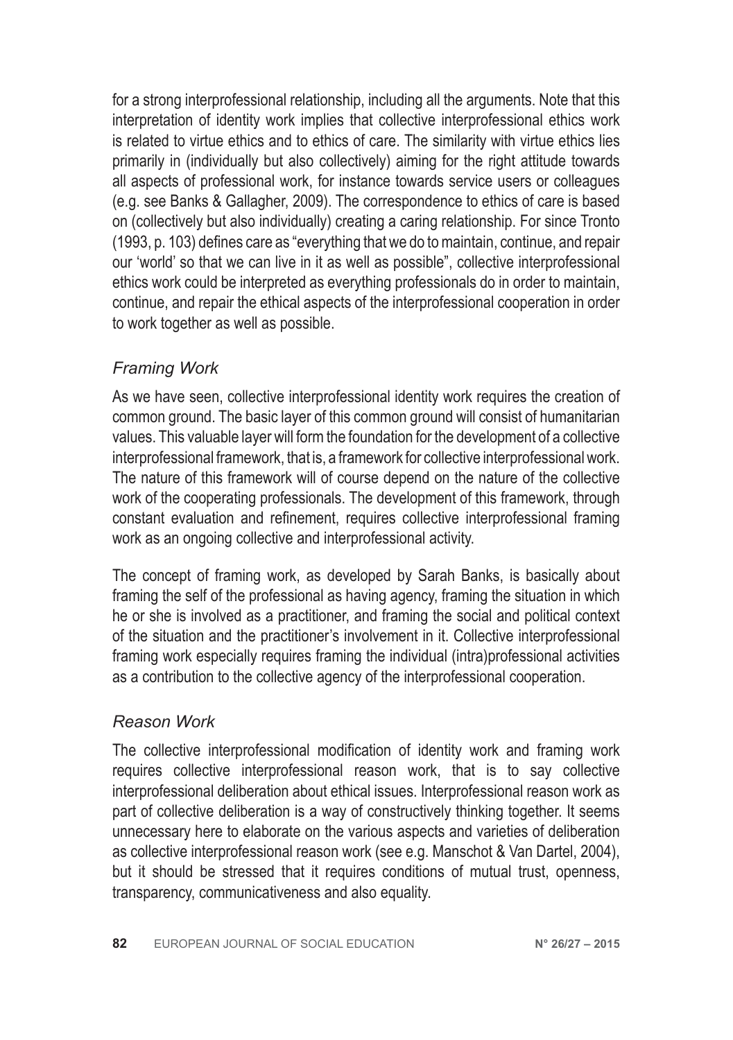for a strong interprofessional relationship, including all the arguments. Note that this interpretation of identity work implies that collective interprofessional ethics work is related to virtue ethics and to ethics of care. The similarity with virtue ethics lies primarily in (individually but also collectively) aiming for the right attitude towards all aspects of professional work, for instance towards service users or colleagues (e.g. see Banks & Gallagher, 2009). The correspondence to ethics of care is based on (collectively but also individually) creating a caring relationship. For since Tronto (1993, p. 103) defines care as "everything that we do to maintain, continue, and repair our 'world' so that we can live in it as well as possible", collective interprofessional ethics work could be interpreted as everything professionals do in order to maintain, continue, and repair the ethical aspects of the interprofessional cooperation in order to work together as well as possible.

### *Framing Work*

As we have seen, collective interprofessional identity work requires the creation of common ground. The basic layer of this common ground will consist of humanitarian values. This valuable layer will form the foundation for the development of a collective interprofessional framework, that is, a framework for collective interprofessional work. The nature of this framework will of course depend on the nature of the collective work of the cooperating professionals. The development of this framework, through constant evaluation and refinement, requires collective interprofessional framing work as an ongoing collective and interprofessional activity.

The concept of framing work, as developed by Sarah Banks, is basically about framing the self of the professional as having agency, framing the situation in which he or she is involved as a practitioner, and framing the social and political context of the situation and the practitioner's involvement in it. Collective interprofessional framing work especially requires framing the individual (intra)professional activities as a contribution to the collective agency of the interprofessional cooperation.

### *Reason Work*

The collective interprofessional modification of identity work and framing work requires collective interprofessional reason work, that is to say collective interprofessional deliberation about ethical issues. Interprofessional reason work as part of collective deliberation is a way of constructively thinking together. It seems unnecessary here to elaborate on the various aspects and varieties of deliberation as collective interprofessional reason work (see e.g. Manschot & Van Dartel, 2004), but it should be stressed that it requires conditions of mutual trust, openness, transparency, communicativeness and also equality.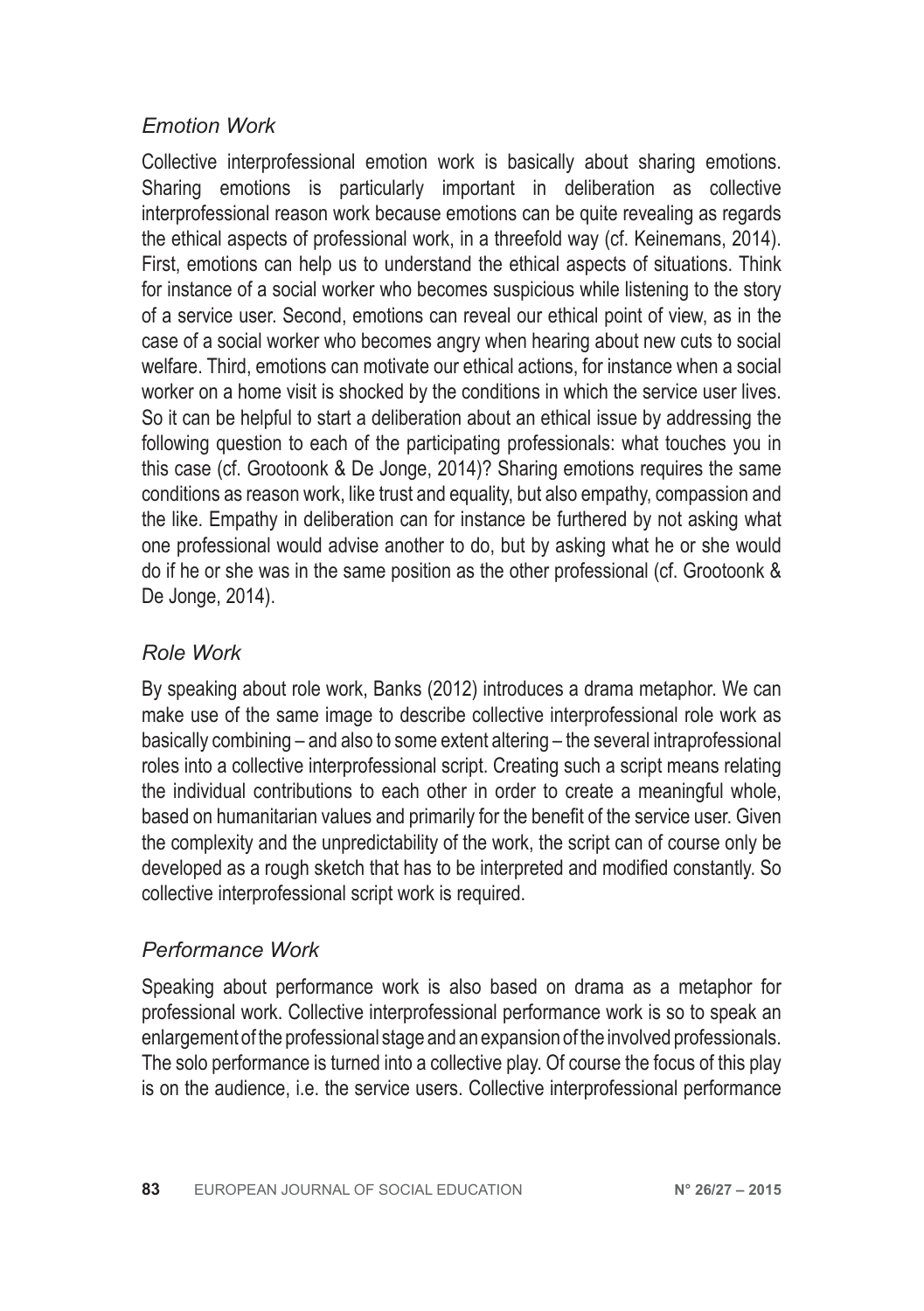### *Emotion Work*

Collective interprofessional emotion work is basically about sharing emotions. Sharing emotions is particularly important in deliberation as collective interprofessional reason work because emotions can be quite revealing as regards the ethical aspects of professional work, in a threefold way (cf. Keinemans, 2014). First, emotions can help us to understand the ethical aspects of situations. Think for instance of a social worker who becomes suspicious while listening to the story of a service user. Second, emotions can reveal our ethical point of view, as in the case of a social worker who becomes angry when hearing about new cuts to social welfare. Third, emotions can motivate our ethical actions, for instance when a social worker on a home visit is shocked by the conditions in which the service user lives. So it can be helpful to start a deliberation about an ethical issue by addressing the following question to each of the participating professionals: what touches you in this case (cf. Grootoonk & De Jonge, 2014)? Sharing emotions requires the same conditions as reason work, like trust and equality, but also empathy, compassion and the like. Empathy in deliberation can for instance be furthered by not asking what one professional would advise another to do, but by asking what he or she would do if he or she was in the same position as the other professional (cf. Grootoonk & De Jonge, 2014).

### *Role Work*

By speaking about role work, Banks (2012) introduces a drama metaphor. We can make use of the same image to describe collective interprofessional role work as basically combining – and also to some extent altering – the several intraprofessional roles into a collective interprofessional script. Creating such a script means relating the individual contributions to each other in order to create a meaningful whole, based on humanitarian values and primarily for the benefit of the service user. Given the complexity and the unpredictability of the work, the script can of course only be developed as a rough sketch that has to be interpreted and modified constantly. So collective interprofessional script work is required.

### *Performance Work*

Speaking about performance work is also based on drama as a metaphor for professional work. Collective interprofessional performance work is so to speak an enlargement of the professional stage and an expansion of the involved professionals. The solo performance is turned into a collective play. Of course the focus of this play is on the audience, i.e. the service users. Collective interprofessional performance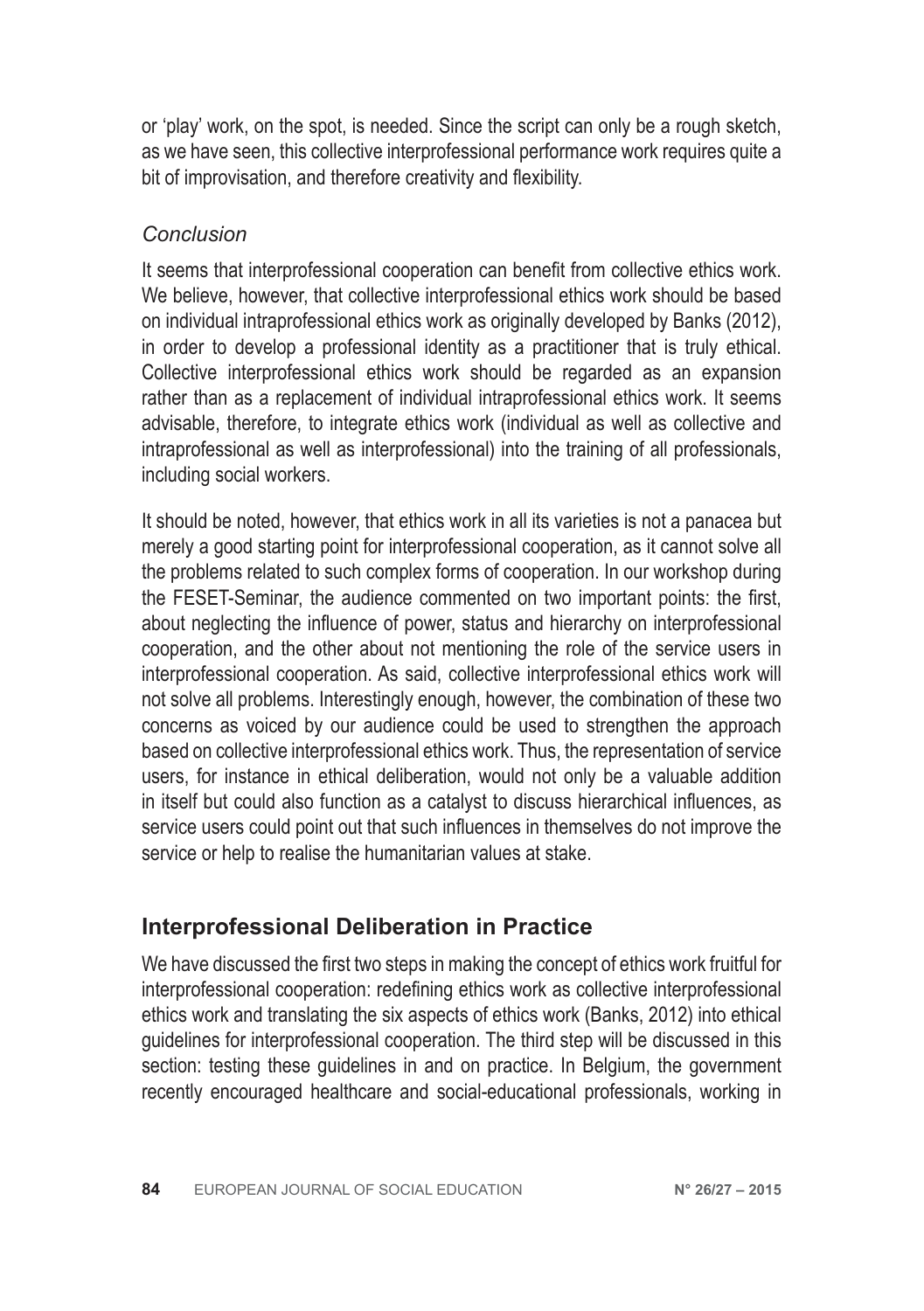or 'play' work, on the spot, is needed. Since the script can only be a rough sketch, as we have seen, this collective interprofessional performance work requires quite a bit of improvisation, and therefore creativity and flexibility.

### *Conclusion*

It seems that interprofessional cooperation can benefit from collective ethics work. We believe, however, that collective interprofessional ethics work should be based on individual intraprofessional ethics work as originally developed by Banks (2012), in order to develop a professional identity as a practitioner that is truly ethical. Collective interprofessional ethics work should be regarded as an expansion rather than as a replacement of individual intraprofessional ethics work. It seems advisable, therefore, to integrate ethics work (individual as well as collective and intraprofessional as well as interprofessional) into the training of all professionals, including social workers.

It should be noted, however, that ethics work in all its varieties is not a panacea but merely a good starting point for interprofessional cooperation, as it cannot solve all the problems related to such complex forms of cooperation. In our workshop during the FESET-Seminar, the audience commented on two important points: the first, about neglecting the influence of power, status and hierarchy on interprofessional cooperation, and the other about not mentioning the role of the service users in interprofessional cooperation. As said, collective interprofessional ethics work will not solve all problems. Interestingly enough, however, the combination of these two concerns as voiced by our audience could be used to strengthen the approach based on collective interprofessional ethics work. Thus, the representation of service users, for instance in ethical deliberation, would not only be a valuable addition in itself but could also function as a catalyst to discuss hierarchical influences, as service users could point out that such influences in themselves do not improve the service or help to realise the humanitarian values at stake.

## **Interprofessional Deliberation in Practice**

We have discussed the first two steps in making the concept of ethics work fruitful for interprofessional cooperation: redefining ethics work as collective interprofessional ethics work and translating the six aspects of ethics work (Banks, 2012) into ethical guidelines for interprofessional cooperation. The third step will be discussed in this section: testing these guidelines in and on practice. In Belgium, the government recently encouraged healthcare and social-educational professionals, working in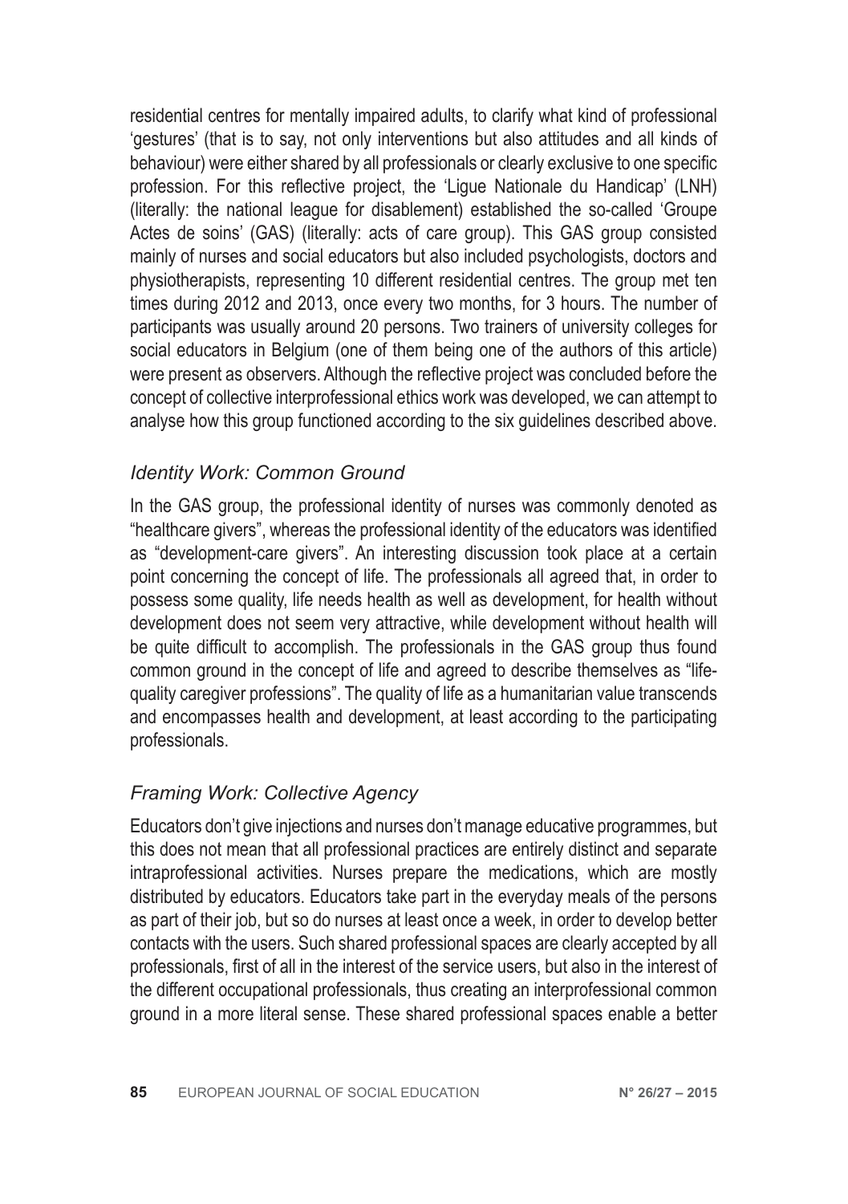residential centres for mentally impaired adults, to clarify what kind of professional 'gestures' (that is to say, not only interventions but also attitudes and all kinds of behaviour) were either shared by all professionals or clearly exclusive to one specific profession. For this reflective project, the 'Ligue Nationale du Handicap' (LNH) (literally: the national league for disablement) established the so-called 'Groupe Actes de soins' (GAS) (literally: acts of care group). This GAS group consisted mainly of nurses and social educators but also included psychologists, doctors and physiotherapists, representing 10 different residential centres. The group met ten times during 2012 and 2013, once every two months, for 3 hours. The number of participants was usually around 20 persons. Two trainers of university colleges for social educators in Belgium (one of them being one of the authors of this article) were present as observers. Although the reflective project was concluded before the concept of collective interprofessional ethics work was developed, we can attempt to analyse how this group functioned according to the six guidelines described above.

### *Identity Work: Common Ground*

In the GAS group, the professional identity of nurses was commonly denoted as "healthcare givers", whereas the professional identity of the educators was identified as "development-care givers". An interesting discussion took place at a certain point concerning the concept of life. The professionals all agreed that, in order to possess some quality, life needs health as well as development, for health without development does not seem very attractive, while development without health will be quite difficult to accomplish. The professionals in the GAS group thus found common ground in the concept of life and agreed to describe themselves as "life-quality caregiver professions". The quality of life as a humanitarian value transcends and encompasses health and development, at least according to the participating professionals.

### *Framing Work: Collective Agency*

Educators don't give injections and nurses don't manage educative programmes, but this does not mean that all professional practices are entirely distinct and separate intraprofessional activities. Nurses prepare the medications, which are mostly distributed by educators. Educators take part in the everyday meals of the persons as part of their job, but so do nurses at least once a week, in order to develop better contacts with the users. Such shared professional spaces are clearly accepted by all professionals, first of all in the interest of the service users, but also in the interest of the different occupational professionals, thus creating an interprofessional common ground in a more literal sense. These shared professional spaces enable a better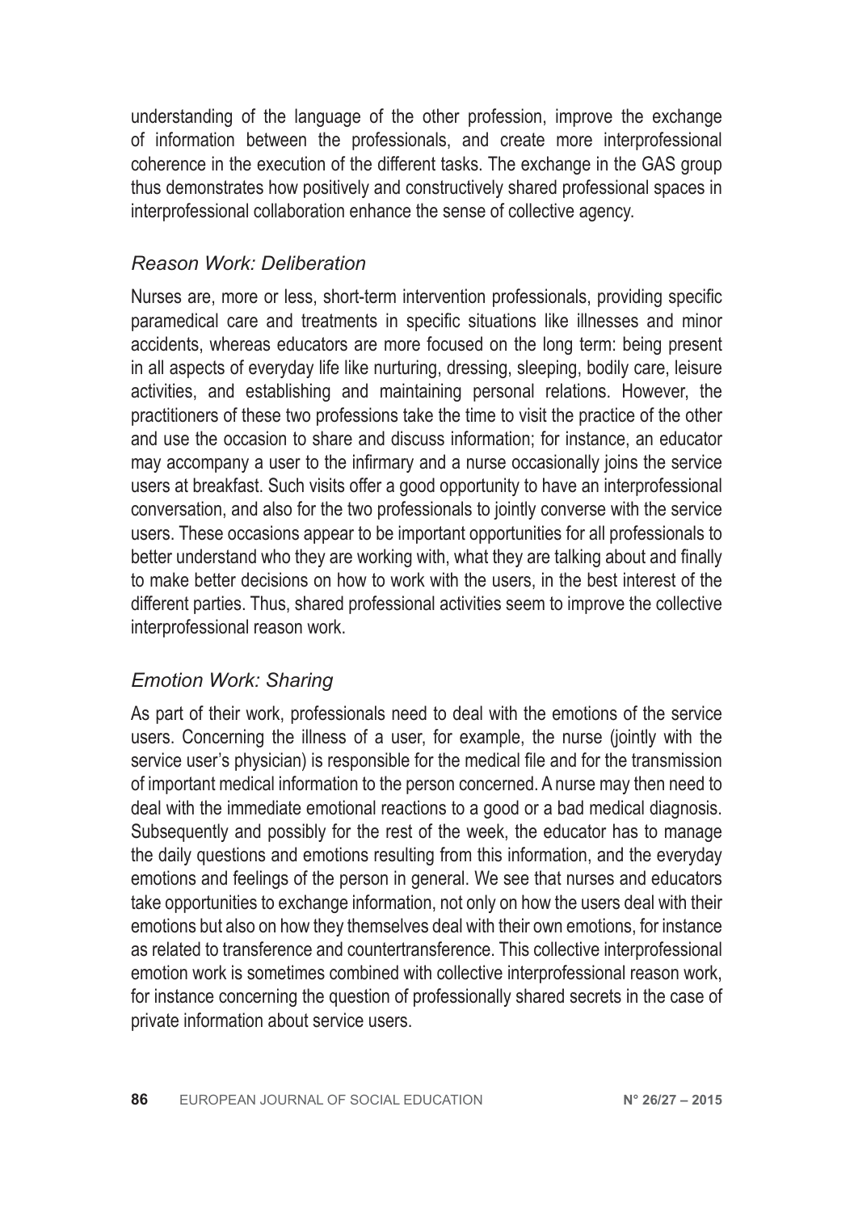understanding of the language of the other profession, improve the exchange of information between the professionals, and create more interprofessional coherence in the execution of the different tasks. The exchange in the GAS group thus demonstrates how positively and constructively shared professional spaces in interprofessional collaboration enhance the sense of collective agency.

### *Reason Work: Deliberation*

Nurses are, more or less, short-term intervention professionals, providing specific paramedical care and treatments in specific situations like illnesses and minor accidents, whereas educators are more focused on the long term: being present in all aspects of everyday life like nurturing, dressing, sleeping, bodily care, leisure activities, and establishing and maintaining personal relations. However, the practitioners of these two professions take the time to visit the practice of the other and use the occasion to share and discuss information; for instance, an educator may accompany a user to the infirmary and a nurse occasionally joins the service users at breakfast. Such visits offer a good opportunity to have an interprofessional conversation, and also for the two professionals to jointly converse with the service users. These occasions appear to be important opportunities for all professionals to better understand who they are working with, what they are talking about and finally to make better decisions on how to work with the users, in the best interest of the different parties. Thus, shared professional activities seem to improve the collective interprofessional reason work.

### *Emotion Work: Sharing*

As part of their work, professionals need to deal with the emotions of the service users. Concerning the illness of a user, for example, the nurse (jointly with the service user's physician) is responsible for the medical file and for the transmission of important medical information to the person concerned. A nurse may then need to deal with the immediate emotional reactions to a good or a bad medical diagnosis. Subsequently and possibly for the rest of the week, the educator has to manage the daily questions and emotions resulting from this information, and the everyday emotions and feelings of the person in general. We see that nurses and educators take opportunities to exchange information, not only on how the users deal with their emotions but also on how they themselves deal with their own emotions, for instance as related to transference and countertransference. This collective interprofessional emotion work is sometimes combined with collective interprofessional reason work, for instance concerning the question of professionally shared secrets in the case of private information about service users.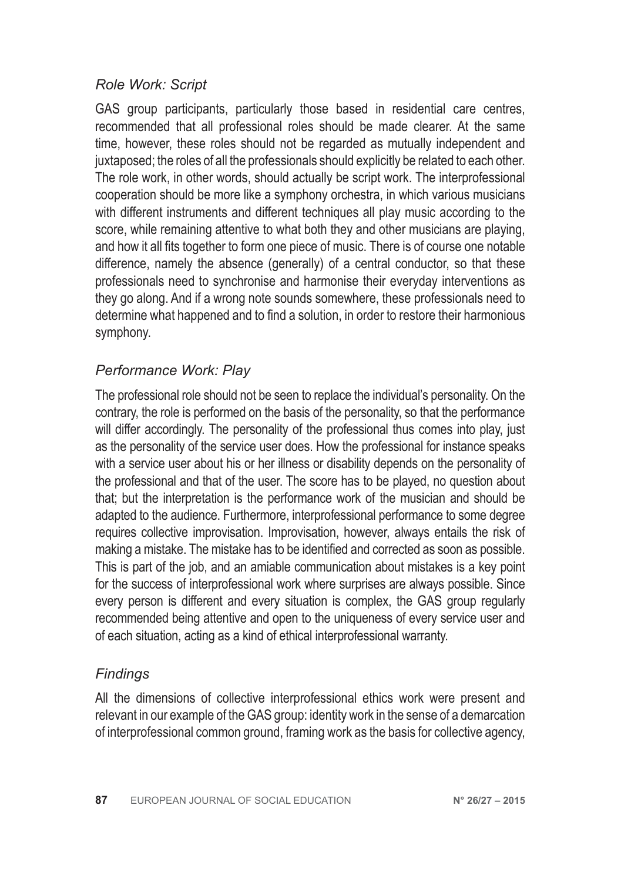### *Role Work: Script*

GAS group participants, particularly those based in residential care centres, recommended that all professional roles should be made clearer. At the same time, however, these roles should not be regarded as mutually independent and juxtaposed; the roles of all the professionals should explicitly be related to each other. The role work, in other words, should actually be script work. The interprofessional cooperation should be more like a symphony orchestra, in which various musicians with different instruments and different techniques all play music according to the score, while remaining attentive to what both they and other musicians are playing, and how it all fits together to form one piece of music. There is of course one notable difference, namely the absence (generally) of a central conductor, so that these professionals need to synchronise and harmonise their everyday interventions as they go along. And if a wrong note sounds somewhere, these professionals need to determine what happened and to find a solution, in order to restore their harmonious symphony.

### *Performance Work: Play*

The professional role should not be seen to replace the individual's personality. On the contrary, the role is performed on the basis of the personality, so that the performance will differ accordingly. The personality of the professional thus comes into play, just as the personality of the service user does. How the professional for instance speaks with a service user about his or her illness or disability depends on the personality of the professional and that of the user. The score has to be played, no question about that; but the interpretation is the performance work of the musician and should be adapted to the audience. Furthermore, interprofessional performance to some degree requires collective improvisation. Improvisation, however, always entails the risk of making a mistake. The mistake has to be identified and corrected as soon as possible. This is part of the job, and an amiable communication about mistakes is a key point for the success of interprofessional work where surprises are always possible. Since every person is different and every situation is complex, the GAS group regularly recommended being attentive and open to the uniqueness of every service user and of each situation, acting as a kind of ethical interprofessional warranty.

### *Findings*

All the dimensions of collective interprofessional ethics work were present and relevant in our example of the GAS group: identity work in the sense of a demarcation of interprofessional common ground, framing work as the basis for collective agency,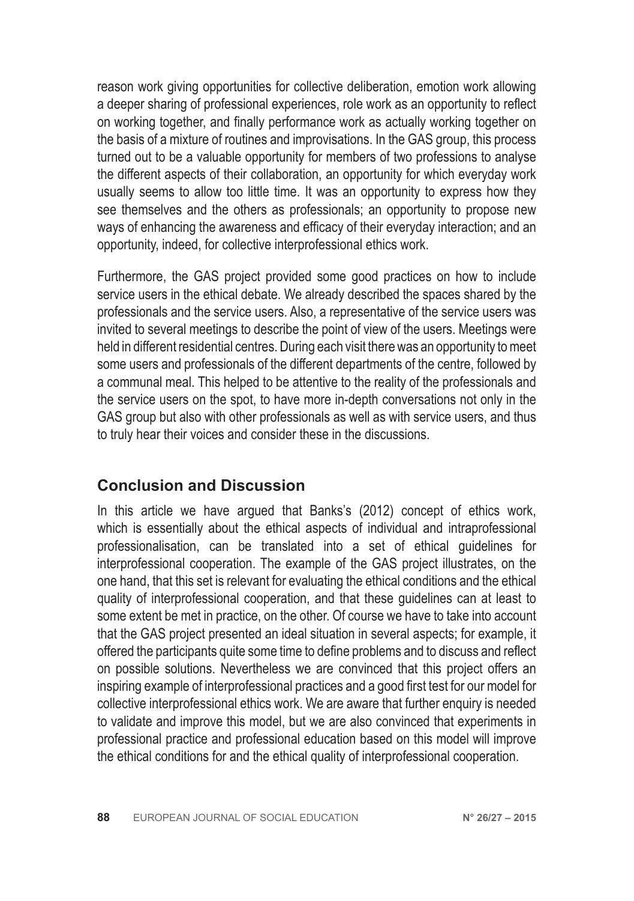reason work giving opportunities for collective deliberation, emotion work allowing a deeper sharing of professional experiences, role work as an opportunity to reflect on working together, and finally performance work as actually working together on the basis of a mixture of routines and improvisations. In the GAS group, this process turned out to be a valuable opportunity for members of two professions to analyse the different aspects of their collaboration, an opportunity for which everyday work usually seems to allow too little time. It was an opportunity to express how they see themselves and the others as professionals; an opportunity to propose new ways of enhancing the awareness and efficacy of their everyday interaction; and an opportunity, indeed, for collective interprofessional ethics work.

Furthermore, the GAS project provided some good practices on how to include service users in the ethical debate. We already described the spaces shared by the professionals and the service users. Also, a representative of the service users was invited to several meetings to describe the point of view of the users. Meetings were held in different residential centres. During each visit there was an opportunity to meet some users and professionals of the different departments of the centre, followed by a communal meal. This helped to be attentive to the reality of the professionals and the service users on the spot, to have more in-depth conversations not only in the GAS group but also with other professionals as well as with service users, and thus to truly hear their voices and consider these in the discussions.

## Conclusion and Discussion

In this article we have argued that Banks's (2012) concept of ethics work, which is essentially about the ethical aspects of individual and intraprofessional professionalisation, can be translated into a set of ethical guidelines for interprofessional cooperation. The example of the GAS project illustrates, on the one hand, that this set is relevant for evaluating the ethical conditions and the ethical quality of interprofessional cooperation, and that these guidelines can at least to some extent be met in practice, on the other. Of course we have to take into account that the GAS project presented an ideal situation in several aspects; for example, it offered the participants quite some time to define problems and to discuss and reflect on possible solutions. Nevertheless we are convinced that this project offers an inspiring example of interprofessional practices and a good first test for our model for collective interprofessional ethics work. We are aware that further enquiry is needed to validate and improve this model, but we are also convinced that experiments in professional practice and professional education based on this model will improve the ethical conditions for and the ethical quality of interprofessional cooperation.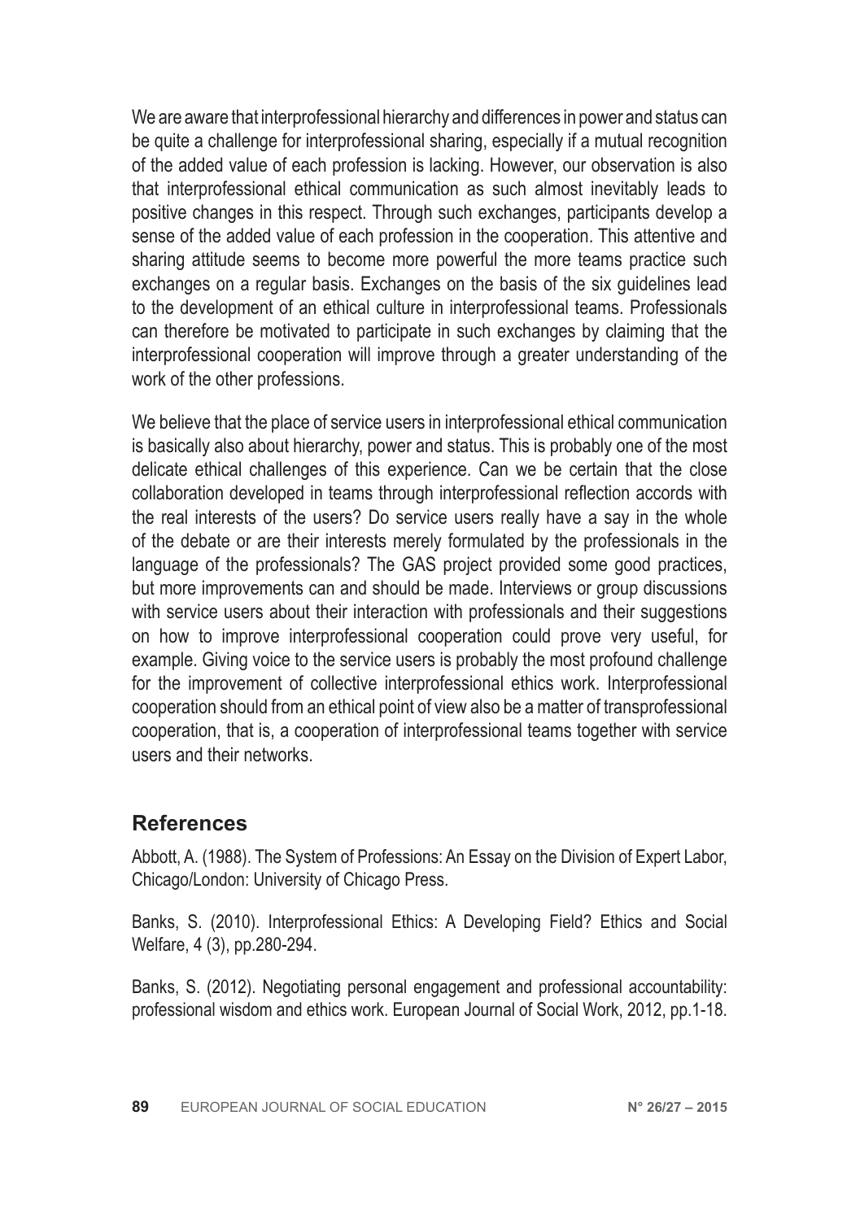We are aware that interprofessional hierarchy and differences in power and status can be quite a challenge for interprofessional sharing, especially if a mutual recognition of the added value of each profession is lacking. However, our observation is also that interprofessional ethical communication as such almost inevitably leads to positive changes in this respect. Through such exchanges, participants develop a sense of the added value of each profession in the cooperation. This attentive and sharing attitude seems to become more powerful the more teams practice such exchanges on a regular basis. Exchanges on the basis of the six guidelines lead to the development of an ethical culture in interprofessional teams. Professionals can therefore be motivated to participate in such exchanges by claiming that the interprofessional cooperation will improve through a greater understanding of the work of the other professions.

We believe that the place of service users in interprofessional ethical communication is basically also about hierarchy, power and status. This is probably one of the most delicate ethical challenges of this experience. Can we be certain that the close collaboration developed in teams through interprofessional reflection accords with the real interests of the users? Do service users really have a say in the whole of the debate or are their interests merely formulated by the professionals in the language of the professionals? The GAS project provided some good practices, but more improvements can and should be made. Interviews or group discussions with service users about their interaction with professionals and their suggestions on how to improve interprofessional cooperation could prove very useful, for example. Giving voice to the service users is probably the most profound challenge for the improvement of collective interprofessional ethics work. Interprofessional cooperation should from an ethical point of view also be a matter of transprofessional cooperation, that is, a cooperation of interprofessional teams together with service users and their networks.

## References

Abbott, A. (1988). The System of Professions: An Essay on the Division of Expert Labor, Chicago/London: University of Chicago Press.

Banks, S. (2010). Interprofessional Ethics: A Developing Field? Ethics and Social Welfare, 4 (3), pp.280-294.

Banks, S. (2012). Negotiating personal engagement and professional accountability: professional wisdom and ethics work. European Journal of Social Work, 2012, pp.1-18.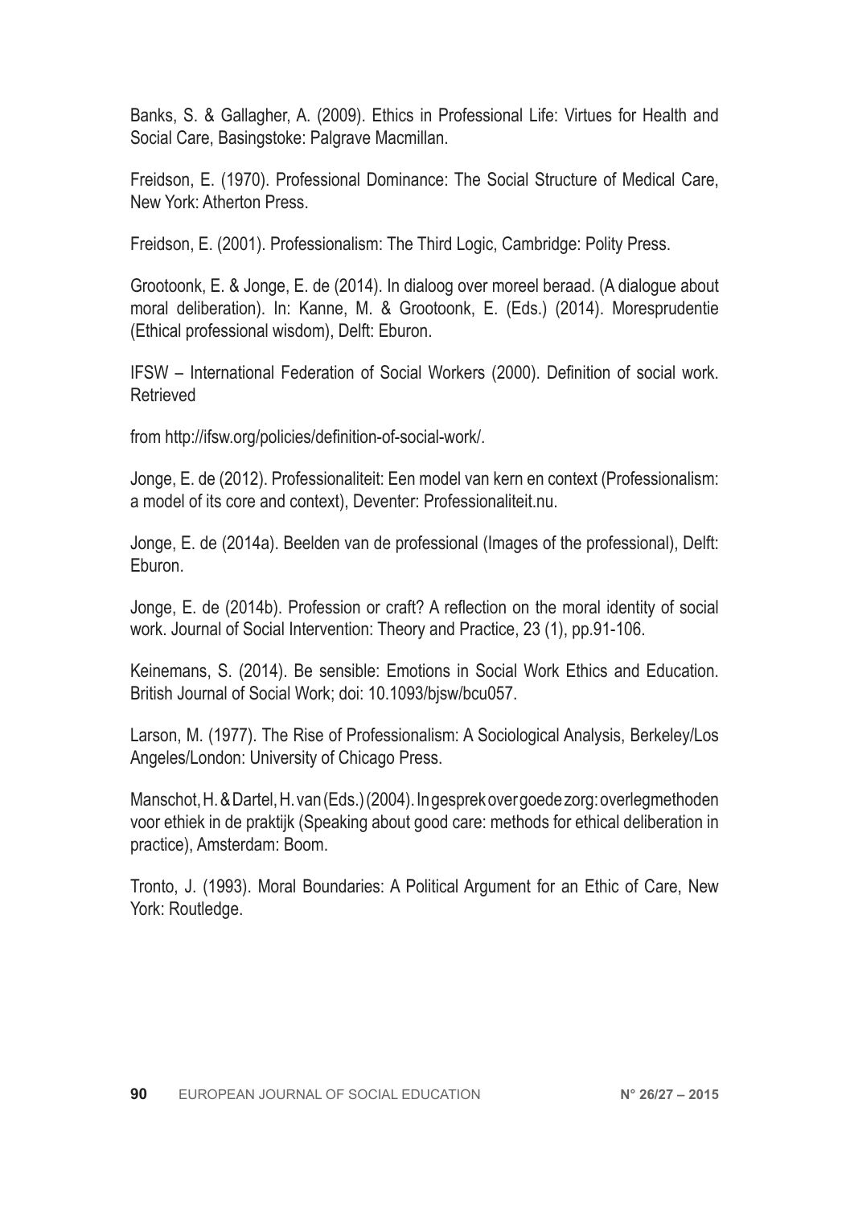Banks, S. & Gallagher, A. (2009). Ethics in Professional Life: Virtues for Health and Social Care, Basingstoke: Palgrave Macmillan.

Freidson, E. (1970). Professional Dominance: The Social Structure of Medical Care, New York: Atherton Press.

Freidson, E. (2001). Professionalism: The Third Logic, Cambridge: Polity Press.

Grootoonk, E. & Jonge, E. de (2014). In dialoog over moreel beraad. (A dialogue about moral deliberation). In: Kanne, M. & Grootoonk, E. (Eds.) (2014). Moresprudentie (Ethical professional wisdom), Delft: Eburon.

IFSW – International Federation of Social Workers (2000). Definition of social work. Retrieved

from http://ifsw.org/policies/definition-of-social-work/.

Jonge, E. de (2012). Professionaliteit: Een model van kern en context (Professionalism: a model of its core and context), Deventer: Professionaliteit.nu.

Jonge, E. de (2014a). Beelden van de professional (Images of the professional), Delft: Eburon.

Jonge, E. de (2014b). Profession or craft? A reflection on the moral identity of social work. Journal of Social Intervention: Theory and Practice, 23 (1), pp.91-106.

Keinemans, S. (2014). Be sensible: Emotions in Social Work Ethics and Education. British Journal of Social Work; doi: 10.1093/bjsw/bcu057.

Larson, M. (1977). The Rise of Professionalism: A Sociological Analysis, Berkeley/Los Angeles/London: University of Chicago Press.

Manschot, H. & Dartel, H. van (Eds.) (2004). In gesprek over goede zorg: overlegmethoden voor ethiek in de praktijk (Speaking about good care: methods for ethical deliberation in practice), Amsterdam: Boom.

Tronto, J. (1993). Moral Boundaries: A Political Argument for an Ethic of Care, New York: Routledge.